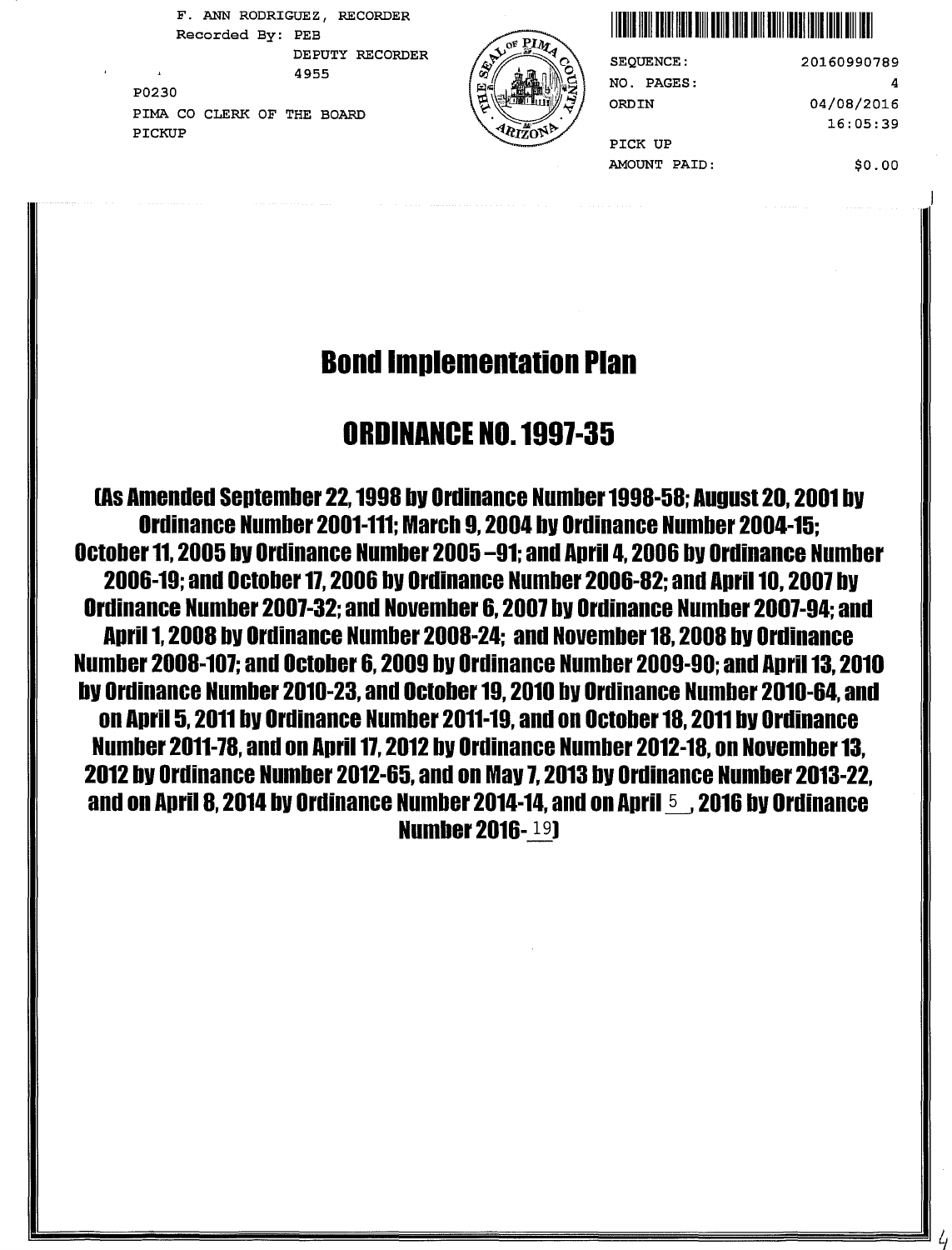F. ANN RODRIGUEZ, RECORDER
Recorded By: PEB
DEPUTY RECORDER
4955
P0230
PIMA CO CLERK OF THE BOARD
PICKUP

SEQUENCE: 20160990789
NO. PAGES: 4
ORDIN 04/08/2016
16:05:39
PICK UP
AMOUNT PAID: $0.00

# Bond Implementation Plan

# ORDINANCE NO. 1997-35

**(As Amended September 22, 1998 by Ordinance Number 1998-58; August 20, 2001 by Ordinance Number 2001-111; March 9, 2004 by Ordinance Number 2004-15; October 11, 2005 by Ordinance Number 2005 –91; and April 4, 2006 by Ordinance Number 2006-19; and October 17, 2006 by Ordinance Number 2006-82; and April 10, 2007 by Ordinance Number 2007-32; and November 6, 2007 by Ordinance Number 2007-94; and April 1, 2008 by Ordinance Number 2008-24; and November 18, 2008 by Ordinance Number 2008-107; and October 6, 2009 by Ordinance Number 2009-90; and April 13, 2010 by Ordinance Number 2010-23, and October 19, 2010 by Ordinance Number 2010-64, and on April 5, 2011 by Ordinance Number 2011-19, and on October 18, 2011 by Ordinance Number 2011-78, and on April 17, 2012 by Ordinance Number 2012-18, on November 13, 2012 by Ordinance Number 2012-65, and on May 7, 2013 by Ordinance Number 2013-22, and on April 8, 2014 by Ordinance Number 2014-14, and on April 5, 2016 by Ordinance Number 2016-19)**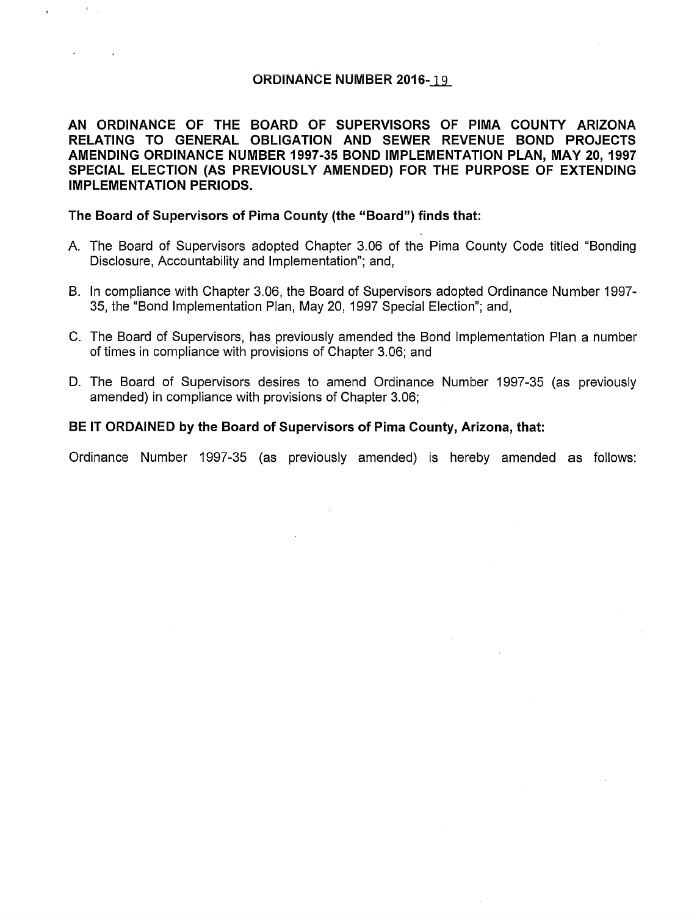# ORDINANCE NUMBER 2016-19

**AN ORDINANCE OF THE BOARD OF SUPERVISORS OF PIMA COUNTY ARIZONA RELATING TO GENERAL OBLIGATION AND SEWER REVENUE BOND PROJECTS AMENDING ORDINANCE NUMBER 1997-35 BOND IMPLEMENTATION PLAN, MAY 20, 1997 SPECIAL ELECTION (AS PREVIOUSLY AMENDED) FOR THE PURPOSE OF EXTENDING IMPLEMENTATION PERIODS.**

**The Board of Supervisors of Pima County (the "Board") finds that:**

A. The Board of Supervisors adopted Chapter 3.06 of the Pima County Code titled "Bonding Disclosure, Accountability and Implementation"; and,

B. In compliance with Chapter 3.06, the Board of Supervisors adopted Ordinance Number 1997-35, the "Bond Implementation Plan, May 20, 1997 Special Election"; and,

C. The Board of Supervisors, has previously amended the Bond Implementation Plan a number of times in compliance with provisions of Chapter 3.06; and

D. The Board of Supervisors desires to amend Ordinance Number 1997-35 (as previously amended) in compliance with provisions of Chapter 3.06;

**BE IT ORDAINED by the Board of Supervisors of Pima County, Arizona, that:**

Ordinance Number 1997-35 (as previously amended) is hereby amended as follows: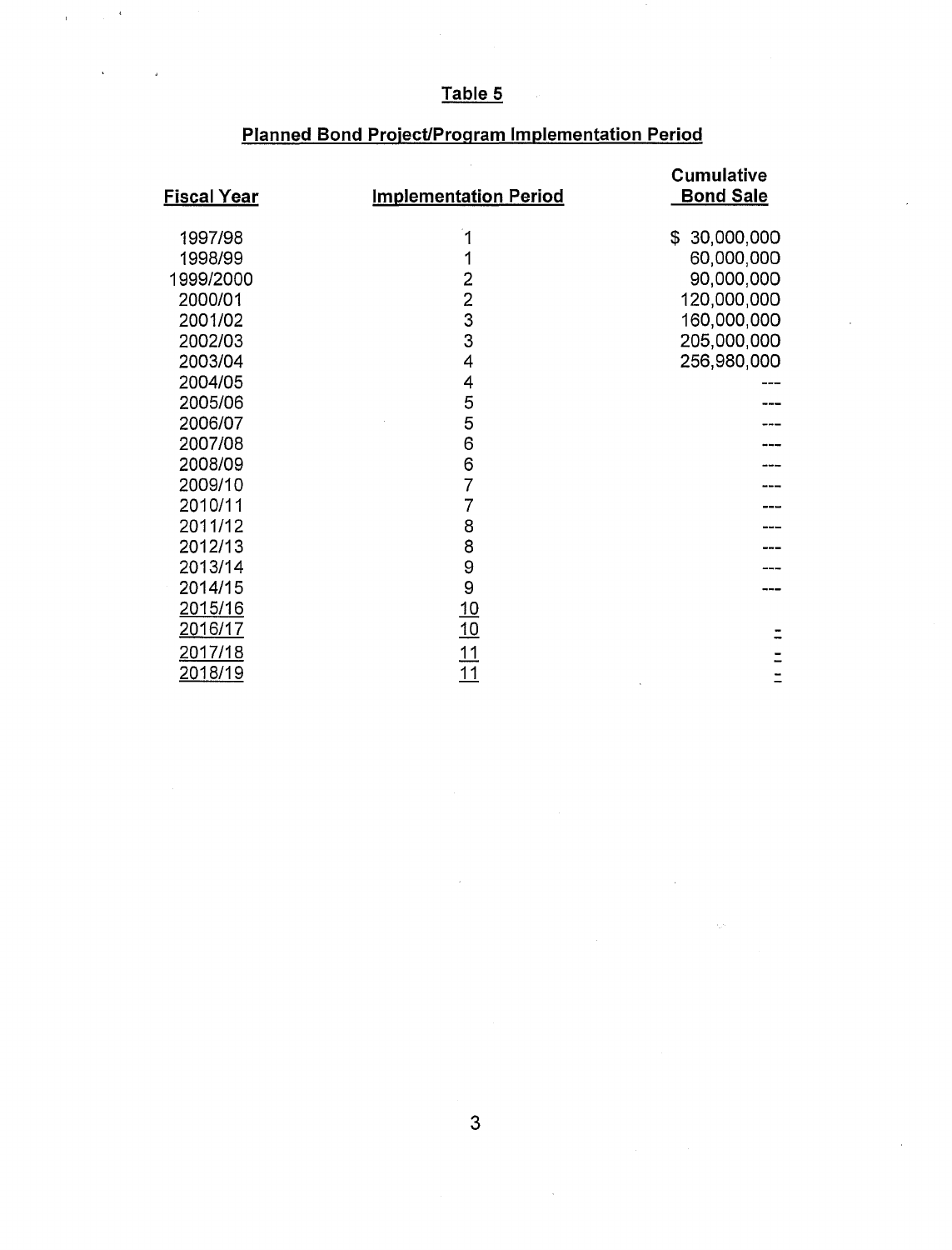## Table 5

## Planned Bond Project/Program Implementation Period

| Fiscal Year | Implementation Period | Cumulative Bond Sale |
|---|---|---|
| 1997/98 | 1 | $ 30,000,000 |
| 1998/99 | 1 | 60,000,000 |
| 1999/2000 | 2 | 90,000,000 |
| 2000/01 | 2 | 120,000,000 |
| 2001/02 | 3 | 160,000,000 |
| 2002/03 | 3 | 205,000,000 |
| 2003/04 | 4 | 256,980,000 |
| 2004/05 | 4 | --- |
| 2005/06 | 5 | --- |
| 2006/07 | 5 | --- |
| 2007/08 | 6 | --- |
| 2008/09 | 6 | --- |
| 2009/10 | 7 | --- |
| 2010/11 | 7 | --- |
| 2011/12 | 8 | --- |
| 2012/13 | 8 | --- |
| 2013/14 | 9 | --- |
| 2014/15 | 9 | --- |
| 2015/16 | 10 | |
| 2016/17 | 10 | - |
| 2017/18 | 11 | - |
| 2018/19 | 11 | - |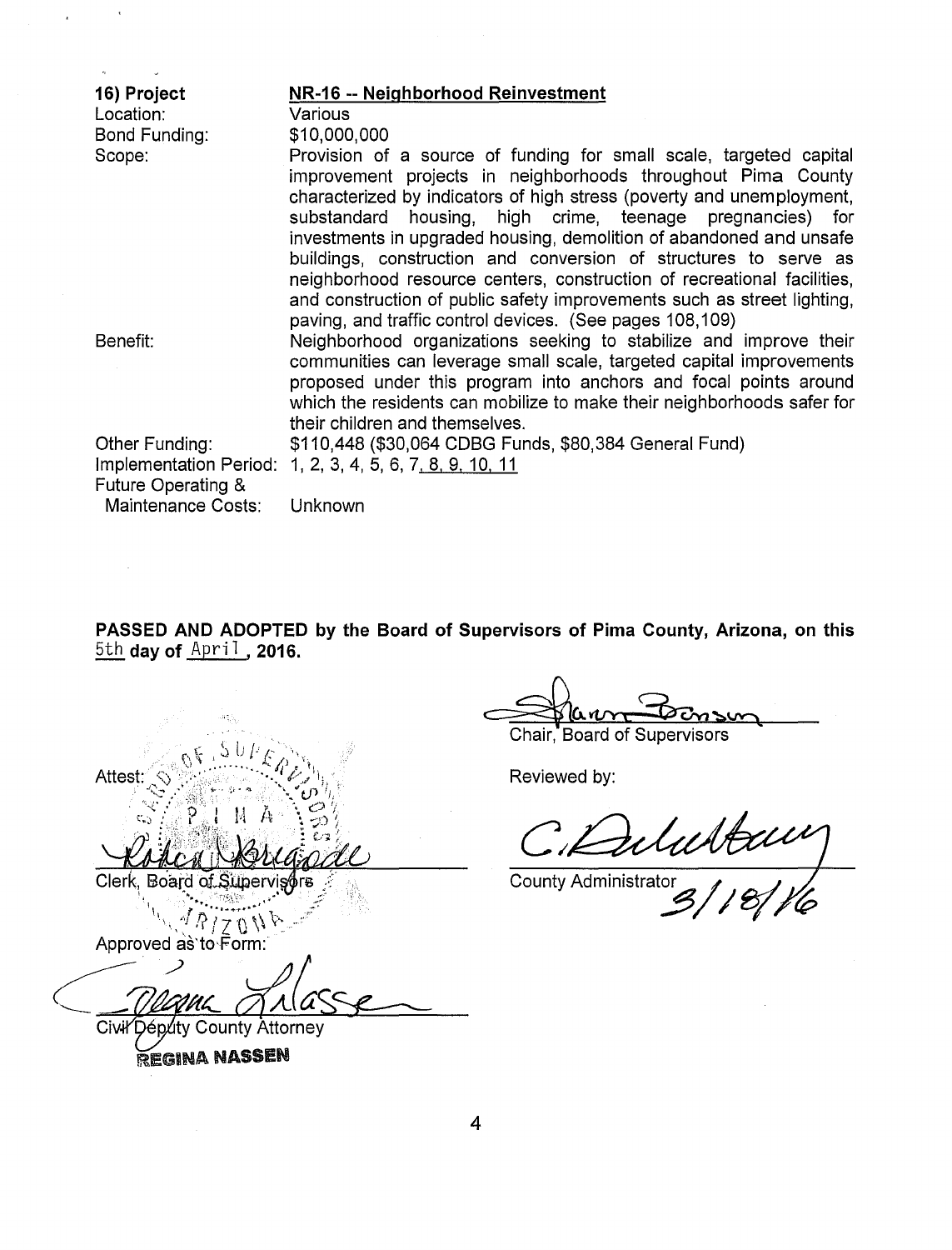**16) Project** **NR-16 -- Neighborhood Reinvestment**

Location: Various

Bond Funding: $10,000,000

Scope: Provision of a source of funding for small scale, targeted capital improvement projects in neighborhoods throughout Pima County characterized by indicators of high stress (poverty and unemployment, substandard housing, high crime, teenage pregnancies) for investments in upgraded housing, demolition of abandoned and unsafe buildings, construction and conversion of structures to serve as neighborhood resource centers, construction of recreational facilities, and construction of public safety improvements such as street lighting, paving, and traffic control devices. (See pages 108,109)

Benefit: Neighborhood organizations seeking to stabilize and improve their communities can leverage small scale, targeted capital improvements proposed under this program into anchors and focal points around which the residents can mobilize to make their neighborhoods safer for their children and themselves.

Other Funding: $110,448 ($30,064 CDBG Funds, $80,384 General Fund)

Implementation Period: 1, 2, 3, 4, 5, 6, 7, 8, 9, 10, 11

Future Operating & Maintenance Costs: Unknown

**PASSED AND ADOPTED by the Board of Supervisors of Pima County, Arizona, on this** 5th **day of** April**, 2016.**

Chair, Board of Supervisors

Attest:

Clerk, Board of Supervisors

Reviewed by:

County Administrator 3/18/16

Approved as to Form:

Civil Deputy County Attorney

REGINA NASSEN